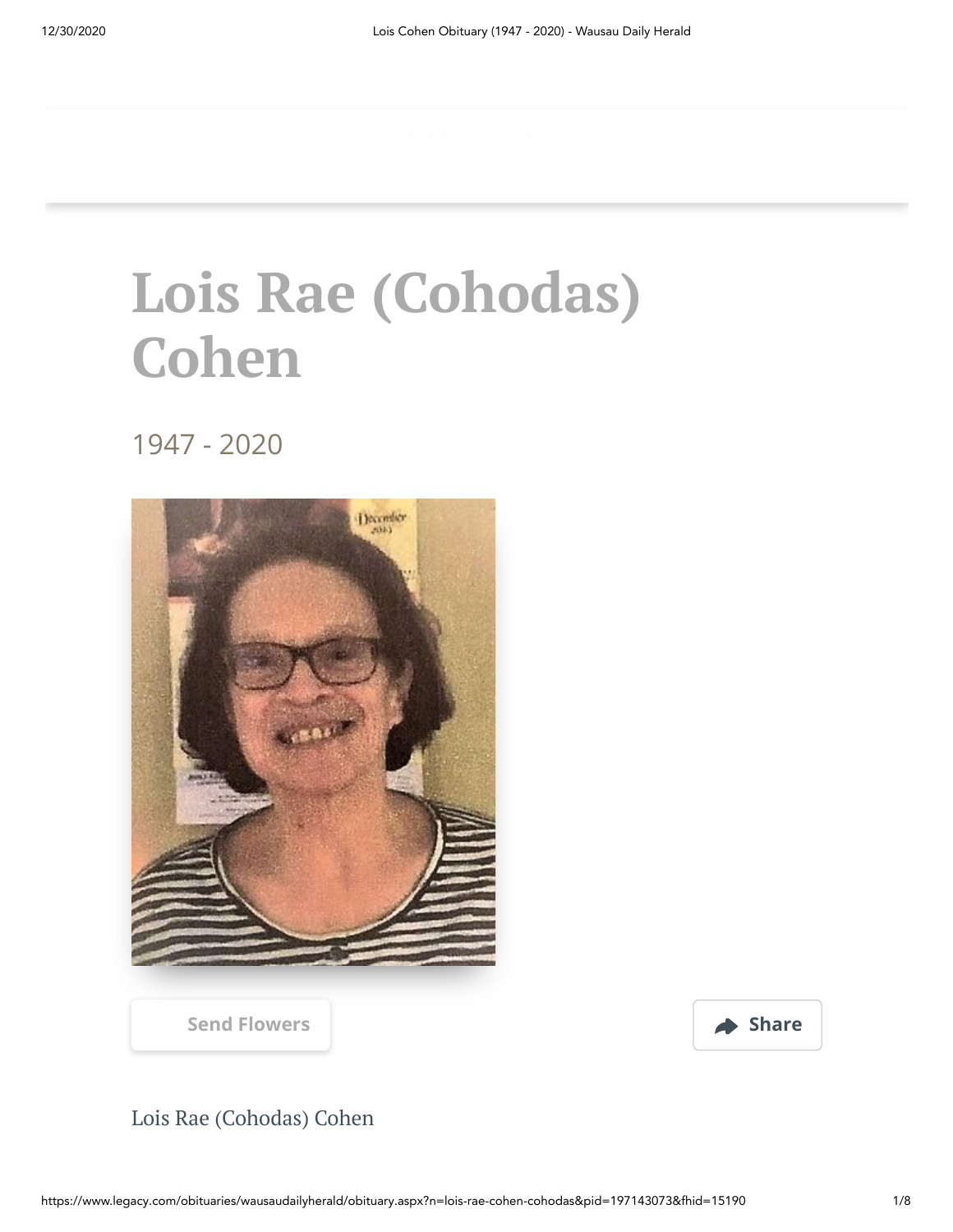# Lois Rae (Cohodas) Cohen

1947 - 2020

Send Flowers

Share

Lois Rae (Cohodas) Cohen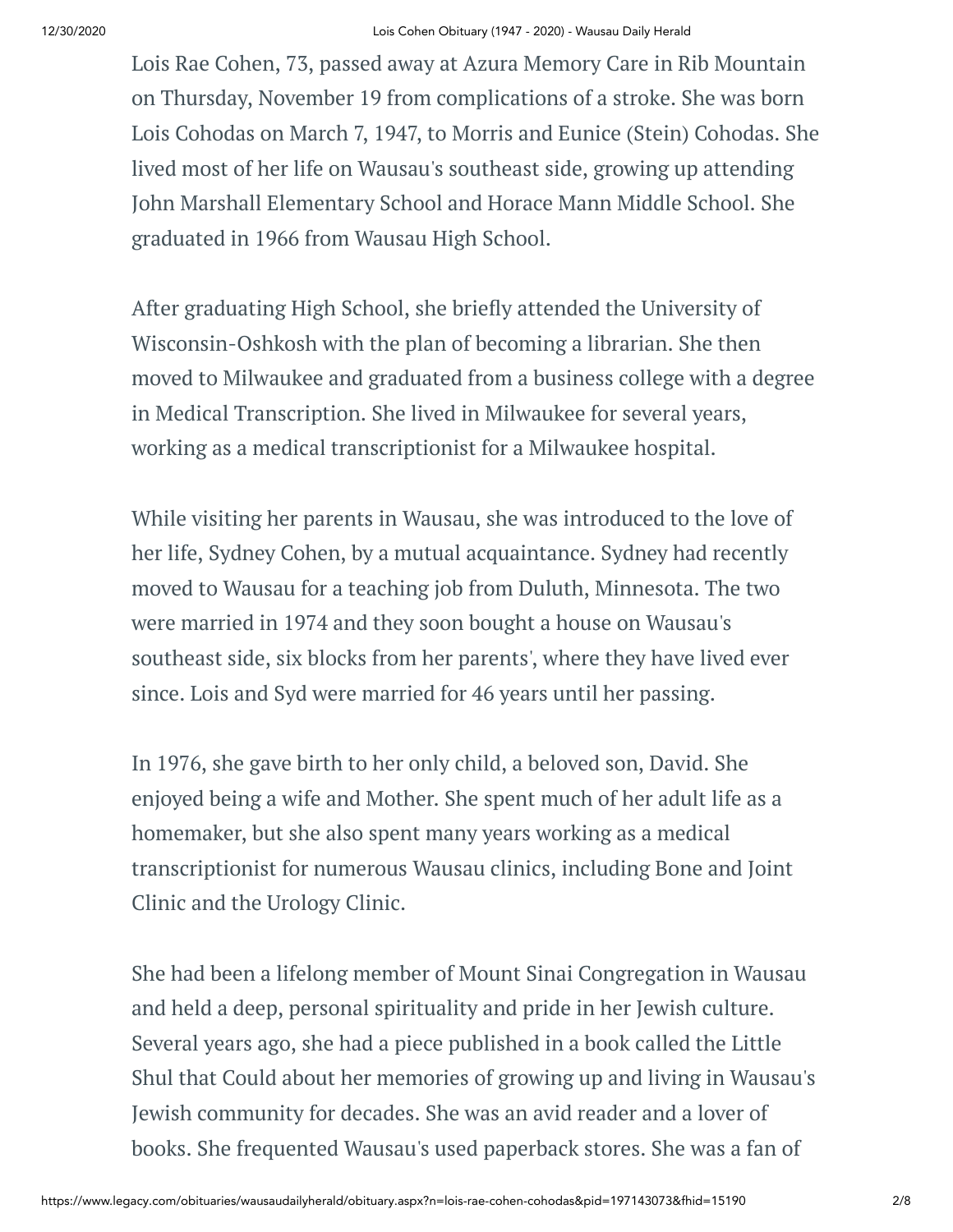Lois Rae Cohen, 73, passed away at Azura Memory Care in Rib Mountain on Thursday, November 19 from complications of a stroke. She was born Lois Cohodas on March 7, 1947, to Morris and Eunice (Stein) Cohodas. She lived most of her life on Wausau's southeast side, growing up attending John Marshall Elementary School and Horace Mann Middle School. She graduated in 1966 from Wausau High School.

After graduating High School, she briefly attended the University of Wisconsin-Oshkosh with the plan of becoming a librarian. She then moved to Milwaukee and graduated from a business college with a degree in Medical Transcription. She lived in Milwaukee for several years, working as a medical transcriptionist for a Milwaukee hospital.

While visiting her parents in Wausau, she was introduced to the love of her life, Sydney Cohen, by a mutual acquaintance. Sydney had recently moved to Wausau for a teaching job from Duluth, Minnesota. The two were married in 1974 and they soon bought a house on Wausau's southeast side, six blocks from her parents', where they have lived ever since. Lois and Syd were married for 46 years until her passing.

In 1976, she gave birth to her only child, a beloved son, David. She enjoyed being a wife and Mother. She spent much of her adult life as a homemaker, but she also spent many years working as a medical transcriptionist for numerous Wausau clinics, including Bone and Joint Clinic and the Urology Clinic.

She had been a lifelong member of Mount Sinai Congregation in Wausau and held a deep, personal spirituality and pride in her Jewish culture. Several years ago, she had a piece published in a book called the Little Shul that Could about her memories of growing up and living in Wausau's Jewish community for decades. She was an avid reader and a lover of books. She frequented Wausau's used paperback stores. She was a fan of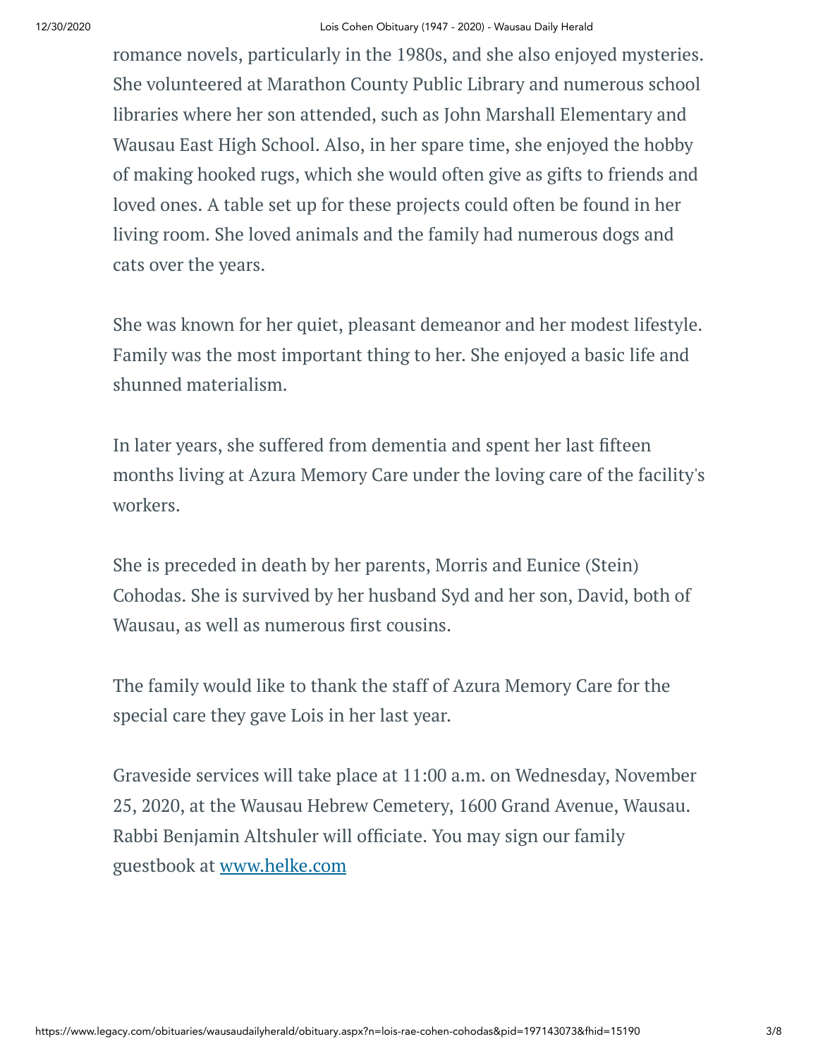romance novels, particularly in the 1980s, and she also enjoyed mysteries. She volunteered at Marathon County Public Library and numerous school libraries where her son attended, such as John Marshall Elementary and Wausau East High School. Also, in her spare time, she enjoyed the hobby of making hooked rugs, which she would often give as gifts to friends and loved ones. A table set up for these projects could often be found in her living room. She loved animals and the family had numerous dogs and cats over the years.

She was known for her quiet, pleasant demeanor and her modest lifestyle. Family was the most important thing to her. She enjoyed a basic life and shunned materialism.

In later years, she suffered from dementia and spent her last fifteen months living at Azura Memory Care under the loving care of the facility's workers.

She is preceded in death by her parents, Morris and Eunice (Stein) Cohodas. She is survived by her husband Syd and her son, David, both of Wausau, as well as numerous first cousins.

The family would like to thank the staff of Azura Memory Care for the special care they gave Lois in her last year.

Graveside services will take place at 11:00 a.m. on Wednesday, November 25, 2020, at the Wausau Hebrew Cemetery, 1600 Grand Avenue, Wausau. Rabbi Benjamin Altshuler will officiate. You may sign our family guestbook at [www.helke.com](http://www.helke.com)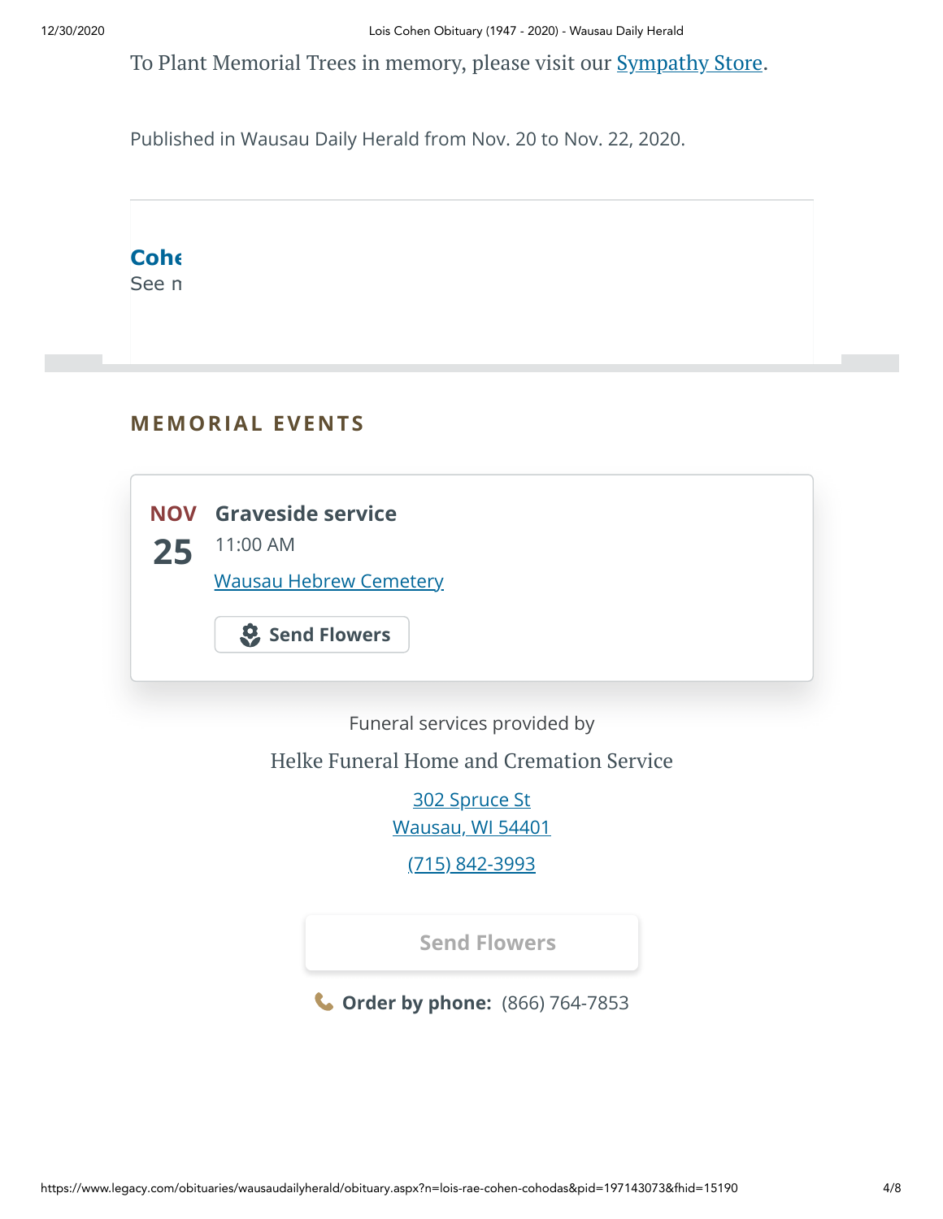To Plant Memorial Trees in memory, please visit our Sympathy Store.

Published in Wausau Daily Herald from Nov. 20 to Nov. 22, 2020.

**Cohe**
See n

## MEMORIAL EVENTS

**NOV 25**

**Graveside service**
11:00 AM
Wausau Hebrew Cemetery

Send Flowers

Funeral services provided by

Helke Funeral Home and Cremation Service

302 Spruce St
Wausau, WI 54401

(715) 842-3993

Send Flowers

**Order by phone:** (866) 764-7853